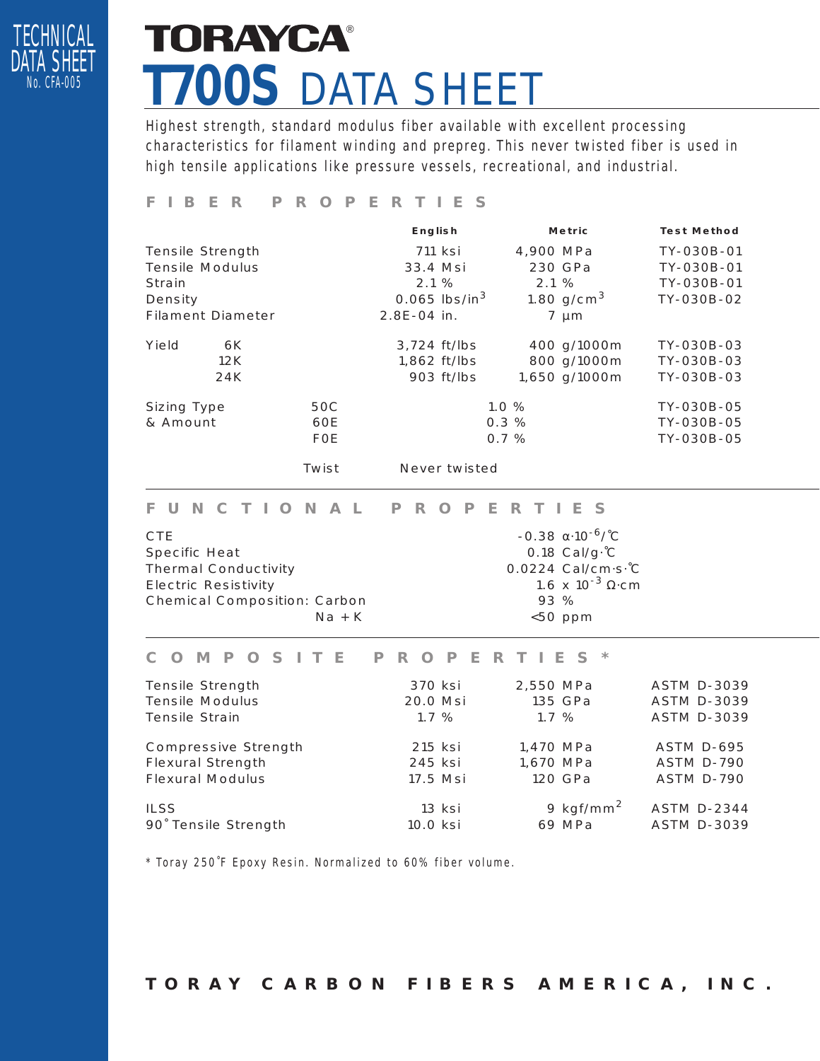TECHNICAL DATA SHEET No. CFA-005

# TORAYCA®

# T700S DATA SHEET

Highest strength, standard modulus fiber available with excellent processing characteristics for filament winding and prepreg. This never twisted fiber is used in high tensile applications like pressure vessels, recreational, and industrial.

## FIBER PROPERTIES

| | | English | Metric | Test Method |
|---|---|---|---|---|
| Tensile Strength | | 711 ksi | 4,900 MPa | TY-030B-01 |
| Tensile Modulus | | 33.4 Msi | 230 GPa | TY-030B-01 |
| Strain | | 2.1 % | 2.1 % | TY-030B-01 |
| Density | | 0.065 lbs/in$^3$ | 1.80 g/cm$^3$ | TY-030B-02 |
| Filament Diameter | | 2.8E-04 in. | 7 µm | |
| Yield | 6K | 3,724 ft/lbs | 400 g/1000m | TY-030B-03 |
| | 12K | 1,862 ft/lbs | 800 g/1000m | TY-030B-03 |
| | 24K | 903 ft/lbs | 1,650 g/1000m | TY-030B-03 |
| Sizing Type & Amount | 50C | 1.0 % | | TY-030B-05 |
| | 60E | 0.3 % | | TY-030B-05 |
| | F0E | 0.7 % | | TY-030B-05 |
| | Twist | Never twisted | | |

## FUNCTIONAL PROPERTIES

| | |
|---|---|
| CTE | -0.38 $\alpha \cdot 10^{-6}$/℃ |
| Specific Heat | 0.18 Cal/g·℃ |
| Thermal Conductivity | 0.0224 Cal/cm·s·℃ |
| Electric Resistivity | 1.6 x $10^{-3}$ Ω·cm |
| Chemical Composition: Carbon | 93 % |
| Na + K | <50 ppm |

## COMPOSITE PROPERTIES *

| | English | Metric | Test Method |
|---|---|---|---|
| Tensile Strength | 370 ksi | 2,550 MPa | ASTM D-3039 |
| Tensile Modulus | 20.0 Msi | 135 GPa | ASTM D-3039 |
| Tensile Strain | 1.7 % | 1.7 % | ASTM D-3039 |
| Compressive Strength | 215 ksi | 1,470 MPa | ASTM D-695 |
| Flexural Strength | 245 ksi | 1,670 MPa | ASTM D-790 |
| Flexural Modulus | 17.5 Msi | 120 GPa | ASTM D-790 |
| ILSS | 13 ksi | 9 kgf/mm$^2$ | ASTM D-2344 |
| 90° Tensile Strength | 10.0 ksi | 69 MPa | ASTM D-3039 |

\* Toray 250°F Epoxy Resin. Normalized to 60% fiber volume.

**TORAY CARBON FIBERS AMERICA, INC.**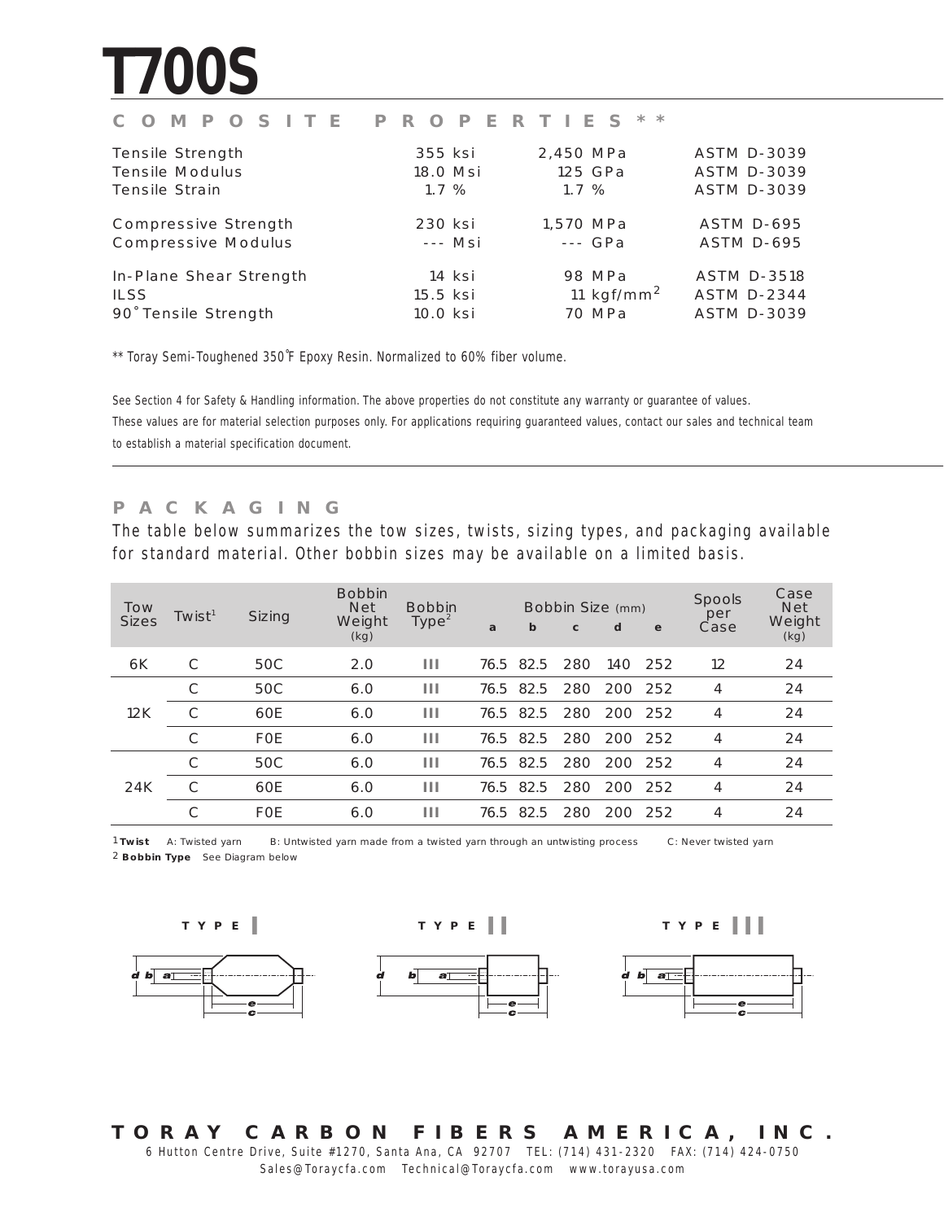…

# T700S

## COMPOSITE PROPERTIES**

| | | | |
|---|---|---|---|
| Tensile Strength | 355 ksi | 2,450 MPa | ASTM D-3039 |
| Tensile Modulus | 18.0 Msi | 125 GPa | ASTM D-3039 |
| Tensile Strain | 1.7 % | 1.7 % | ASTM D-3039 |
| Compressive Strength | 230 ksi | 1,570 MPa | ASTM D-695 |
| Compressive Modulus | --- Msi | --- GPa | ASTM D-695 |
| In-Plane Shear Strength | 14 ksi | 98 MPa | ASTM D-3518 |
| ILSS | 15.5 ksi | 11 kgf/mm$^2$ | ASTM D-2344 |
| 90˚ Tensile Strength | 10.0 ksi | 70 MPa | ASTM D-3039 |

** Toray Semi-Toughened 350˚F Epoxy Resin. Normalized to 60% fiber volume.

See Section 4 for Safety & Handling information. The above properties do not constitute any warranty or guarantee of values. These values are for material selection purposes only. For applications requiring guaranteed values, contact our sales and technical team to establish a material specification document.

## PACKAGING

The table below summarizes the tow sizes, twists, sizing types, and packaging available for standard material. Other bobbin sizes may be available on a limited basis.

| Tow Sizes | Twist[1] | Sizing | Bobbin Net Weight (kg) | Bobbin Type[2] | Bobbin Size (mm) | | | | | Spools per Case | Case Net Weight (kg) |
|---|---|---|---|---|---|---|---|---|---|---|---|
| | | | | | a | b | c | d | e | | |
| 6K | C | 50C | 2.0 | III | 76.5 | 82.5 | 280 | 140 | 252 | 12 | 24 |
| 12K | C | 50C | 6.0 | III | 76.5 | 82.5 | 280 | 200 | 252 | 4 | 24 |
| | C | 60E | 6.0 | III | 76.5 | 82.5 | 280 | 200 | 252 | 4 | 24 |
| | C | F0E | 6.0 | III | 76.5 | 82.5 | 280 | 200 | 252 | 4 | 24 |
| 24K | C | 50C | 6.0 | III | 76.5 | 82.5 | 280 | 200 | 252 | 4 | 24 |
| | C | 60E | 6.0 | III | 76.5 | 82.5 | 280 | 200 | 252 | 4 | 24 |
| | C | F0E | 6.0 | III | 76.5 | 82.5 | 280 | 200 | 252 | 4 | 24 |

1 **Twist** A: Twisted yarn B: Untwisted yarn made from a twisted yarn through an untwisting process C: Never twisted yarn

2 **Bobbin Type** See Diagram below

TYPE I

d b a e c

TYPE II

d b a e c

TYPE III

d b a e c

**TORAY CARBON FIBERS AMERICA, INC.**

6 Hutton Centre Drive, Suite #1270, Santa Ana, CA 92707 TEL: (714) 431-2320 FAX: (714) 424-0750

Sales@Toraycfa.com Technical@Toraycfa.com www.torayusa.com